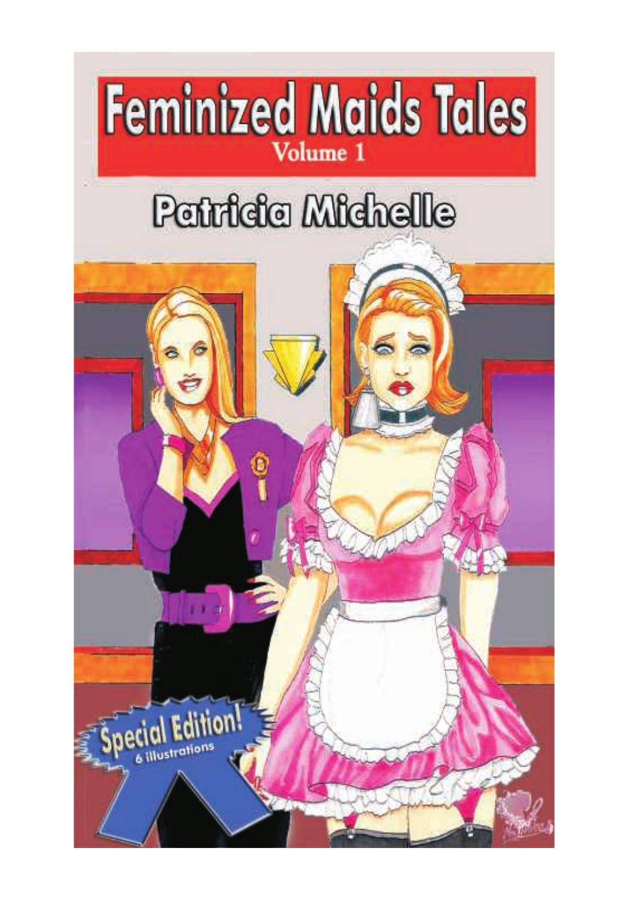# Feminized Maids Tales

Volume 1

## Patricia Michelle

Special Edition!

6 illustrations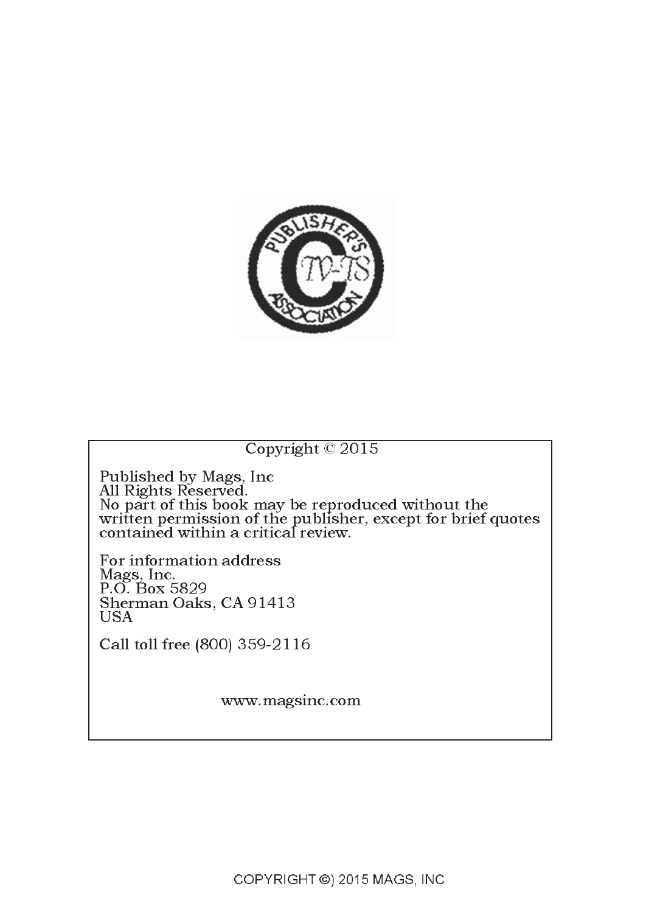Copyright © 2015

Published by Mags, Inc
All Rights Reserved.
No part of this book may be reproduced without the written permission of the publisher, except for brief quotes contained within a critical review.

For information address
Mags, Inc.
P.O. Box 5829
Sherman Oaks, CA 91413
USA

Call toll free (800) 359-2116

www.magsinc.com

COPYRIGHT ©) 2015 MAGS, INC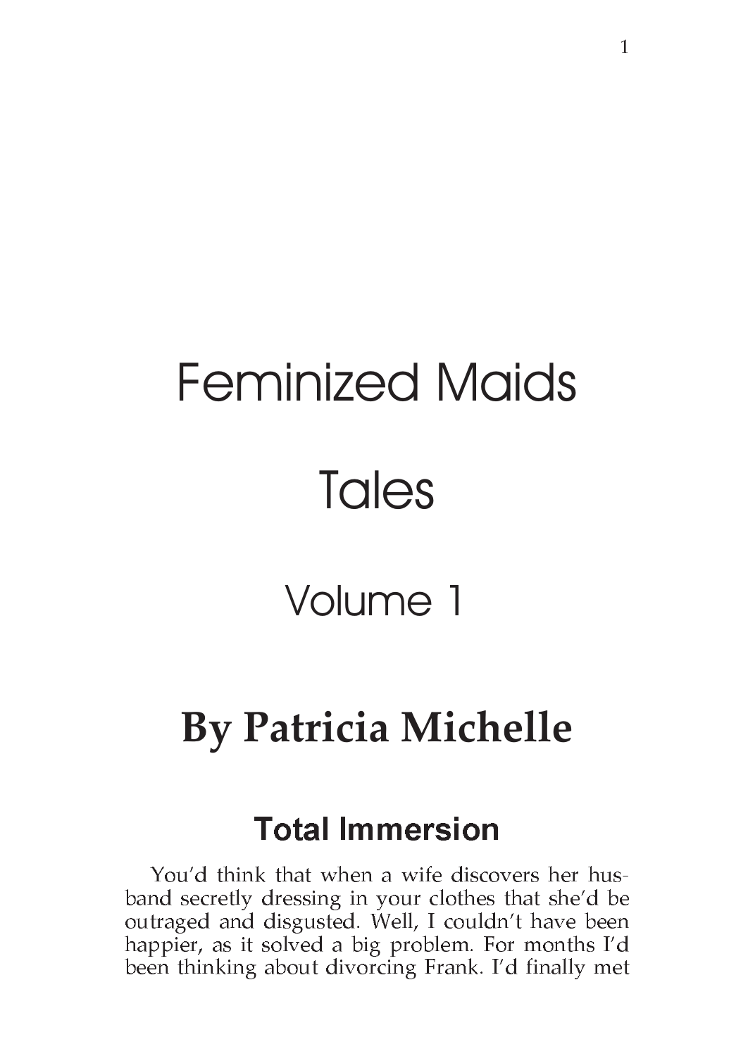# Feminized Maids Tales

## Volume 1

## By Patricia Michelle

### Total Immersion

You'd think that when a wife discovers her husband secretly dressing in your clothes that she'd be outraged and disgusted. Well, I couldn't have been happier, as it solved a big problem. For months I'd been thinking about divorcing Frank. I'd finally met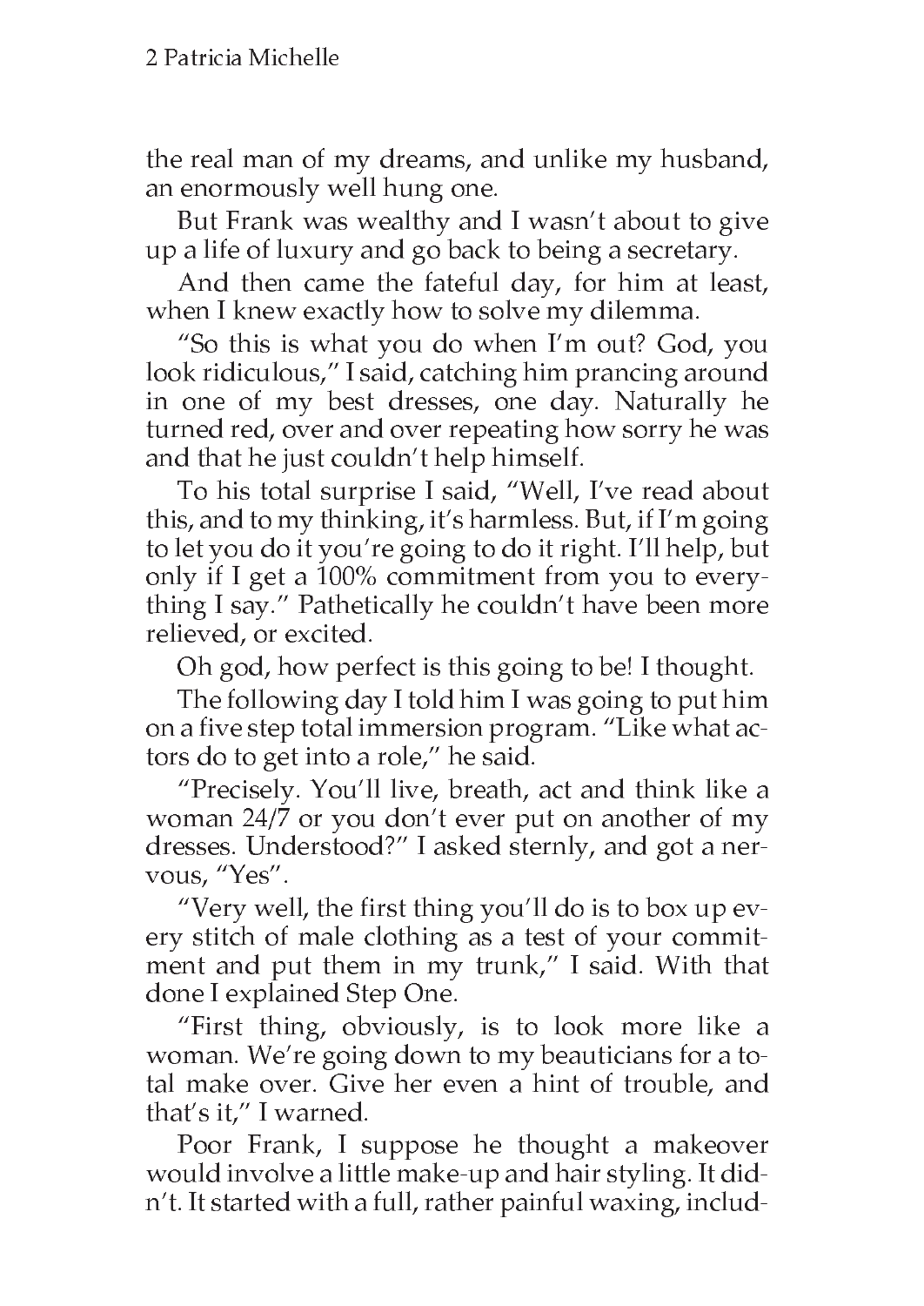the real man of my dreams, and unlike my husband, an enormously well hung one.

But Frank was wealthy and I wasn't about to give up a life of luxury and go back to being a secretary.

And then came the fateful day, for him at least, when I knew exactly how to solve my dilemma.

"So this is what you do when I'm out? God, you look ridiculous," I said, catching him prancing around in one of my best dresses, one day. Naturally he turned red, over and over repeating how sorry he was and that he just couldn't help himself.

To his total surprise I said, "Well, I've read about this, and to my thinking, it's harmless. But, if I'm going to let you do it you're going to do it right. I'll help, but only if I get a 100% commitment from you to everything I say." Pathetically he couldn't have been more relieved, or excited.

Oh god, how perfect is this going to be! I thought.

The following day I told him I was going to put him on a five step total immersion program. "Like what actors do to get into a role," he said.

"Precisely. You'll live, breath, act and think like a woman 24/7 or you don't ever put on another of my dresses. Understood?" I asked sternly, and got a nervous, "Yes".

"Very well, the first thing you'll do is to box up every stitch of male clothing as a test of your commitment and put them in my trunk," I said. With that done I explained Step One.

"First thing, obviously, is to look more like a woman. We're going down to my beauticians for a total make over. Give her even a hint of trouble, and that's it," I warned.

Poor Frank, I suppose he thought a makeover would involve a little make-up and hair styling. It didn't. It started with a full, rather painful waxing, includ-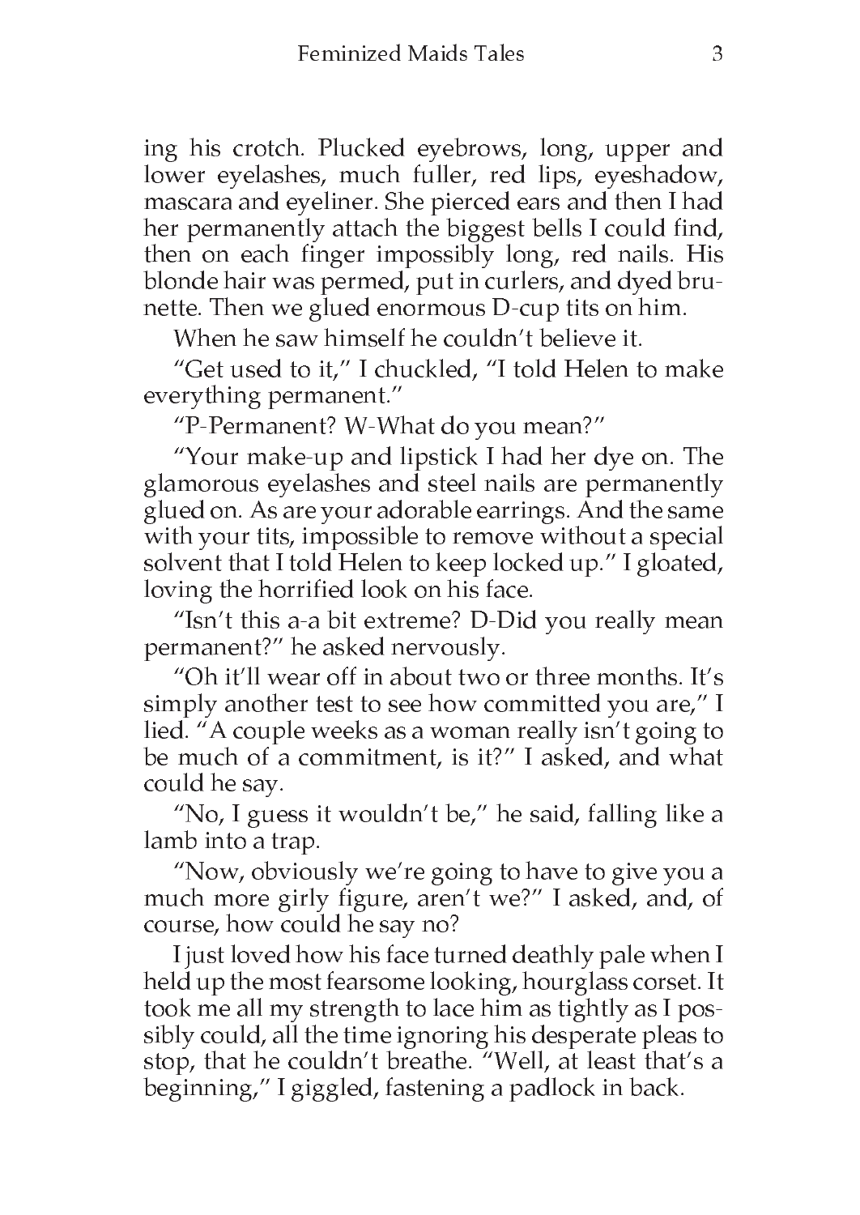ing his crotch. Plucked eyebrows, long, upper and lower eyelashes, much fuller, red lips, eyeshadow, mascara and eyeliner. She pierced ears and then I had her permanently attach the biggest bells I could find, then on each finger impossibly long, red nails. His blonde hair was permed, put in curlers, and dyed brunette. Then we glued enormous D-cup tits on him.

When he saw himself he couldn't believe it.

"Get used to it," I chuckled, "I told Helen to make everything permanent."

"P-Permanent? W-What do you mean?"

"Your make-up and lipstick I had her dye on. The glamorous eyelashes and steel nails are permanently glued on. As are your adorable earrings. And the same with your tits, impossible to remove without a special solvent that I told Helen to keep locked up." I gloated, loving the horrified look on his face.

"Isn't this a-a bit extreme? D-Did you really mean permanent?" he asked nervously.

"Oh it'll wear off in about two or three months. It's simply another test to see how committed you are," I lied. "A couple weeks as a woman really isn't going to be much of a commitment, is it?" I asked, and what could he say.

"No, I guess it wouldn't be," he said, falling like a lamb into a trap.

"Now, obviously we're going to have to give you a much more girly figure, aren't we?" I asked, and, of course, how could he say no?

I just loved how his face turned deathly pale when I held up the most fearsome looking, hourglass corset. It took me all my strength to lace him as tightly as I possibly could, all the time ignoring his desperate pleas to stop, that he couldn't breathe. "Well, at least that's a beginning," I giggled, fastening a padlock in back.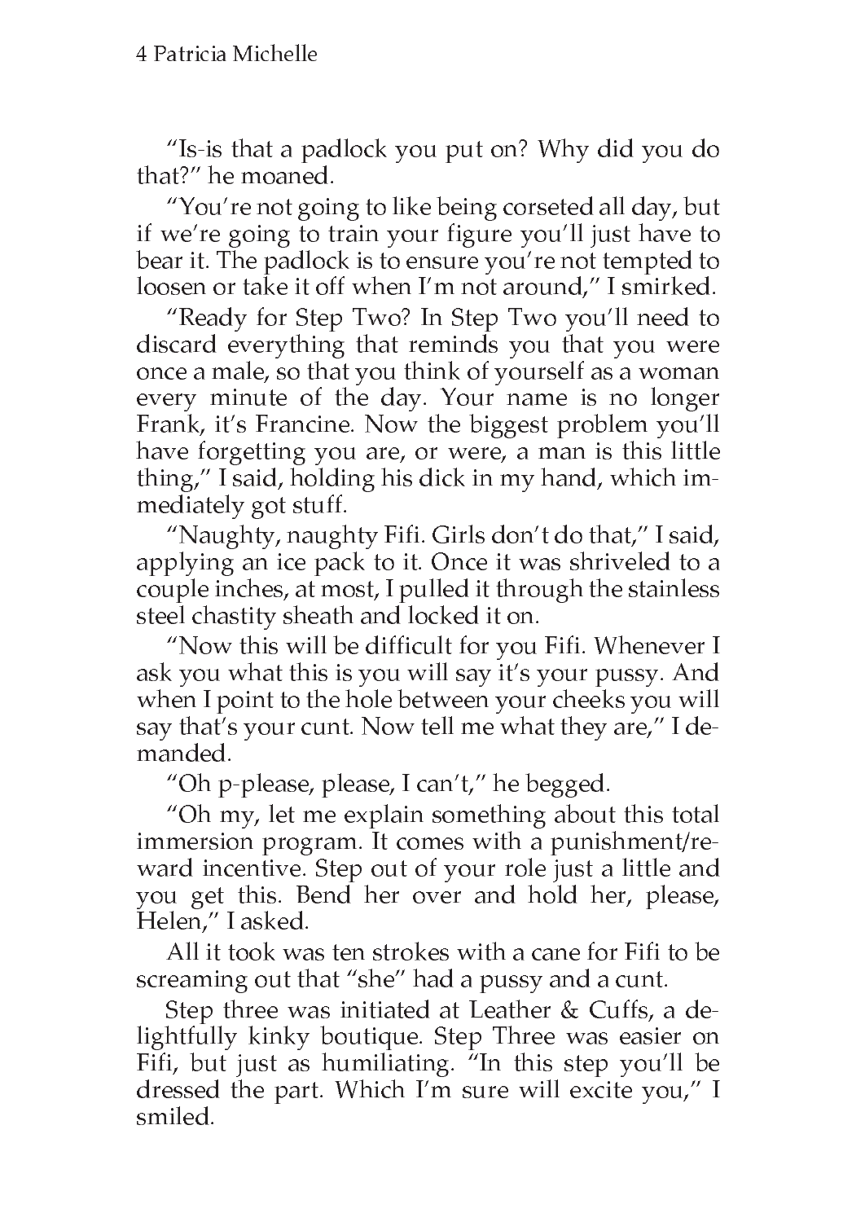"Is-is that a padlock you put on? Why did you do that?" he moaned.

"You're not going to like being corseted all day, but if we're going to train your figure you'll just have to bear it. The padlock is to ensure you're not tempted to loosen or take it off when I'm not around," I smirked.

"Ready for Step Two? In Step Two you'll need to discard everything that reminds you that you were once a male, so that you think of yourself as a woman every minute of the day. Your name is no longer Frank, it's Francine. Now the biggest problem you'll have forgetting you are, or were, a man is this little thing," I said, holding his dick in my hand, which immediately got stuff.

"Naughty, naughty Fifi. Girls don't do that," I said, applying an ice pack to it. Once it was shriveled to a couple inches, at most, I pulled it through the stainless steel chastity sheath and locked it on.

"Now this will be difficult for you Fifi. Whenever I ask you what this is you will say it's your pussy. And when I point to the hole between your cheeks you will say that's your cunt. Now tell me what they are," I demanded.

"Oh p-please, please, I can't," he begged.

"Oh my, let me explain something about this total immersion program. It comes with a punishment/reward incentive. Step out of your role just a little and you get this. Bend her over and hold her, please, Helen," I asked.

All it took was ten strokes with a cane for Fifi to be screaming out that "she" had a pussy and a cunt.

Step three was initiated at Leather & Cuffs, a delightfully kinky boutique. Step Three was easier on Fifi, but just as humiliating. "In this step you'll be dressed the part. Which I'm sure will excite you," I smiled.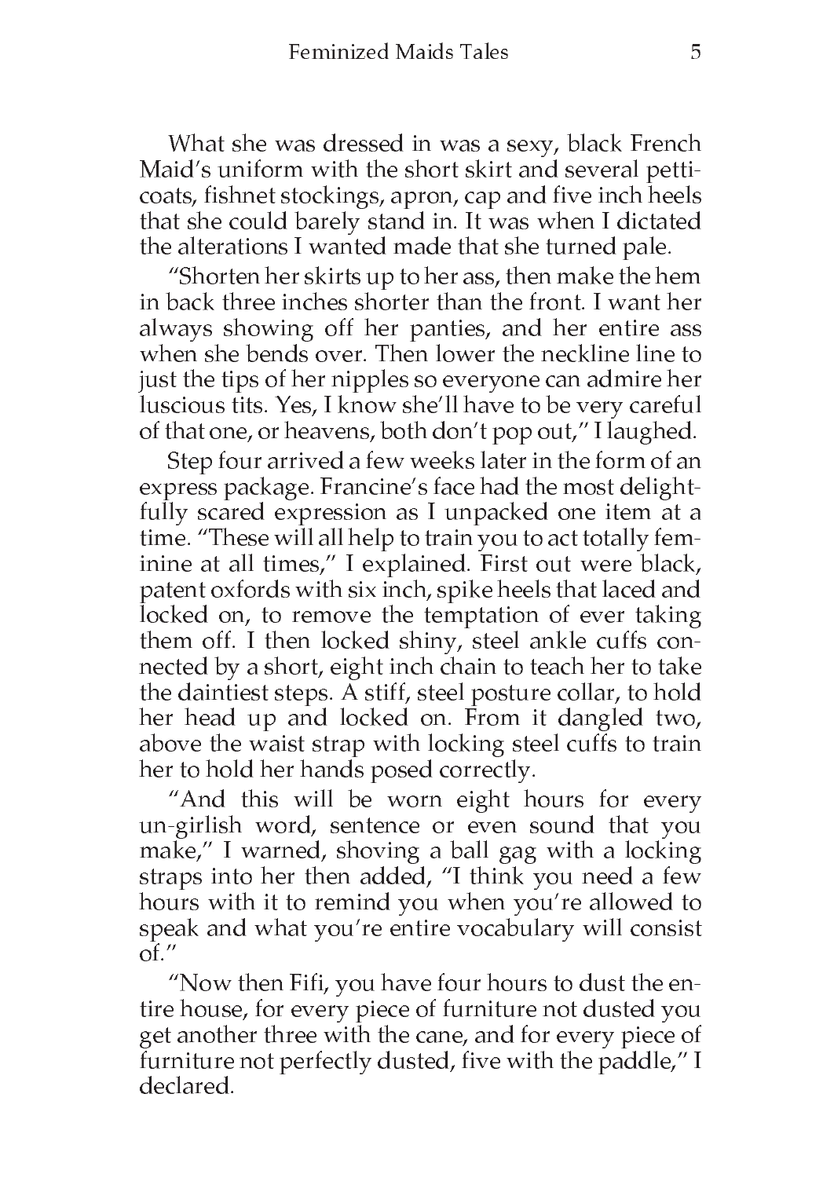What she was dressed in was a sexy, black French Maid's uniform with the short skirt and several petticoats, fishnet stockings, apron, cap and five inch heels that she could barely stand in. It was when I dictated the alterations I wanted made that she turned pale.

"Shorten her skirts up to her ass, then make the hem in back three inches shorter than the front. I want her always showing off her panties, and her entire ass when she bends over. Then lower the neckline line to just the tips of her nipples so everyone can admire her luscious tits. Yes, I know she'll have to be very careful of that one, or heavens, both don't pop out," I laughed.

Step four arrived a few weeks later in the form of an express package. Francine's face had the most delightfully scared expression as I unpacked one item at a time. "These will all help to train you to act totally feminine at all times," I explained. First out were black, patent oxfords with six inch, spike heels that laced and locked on, to remove the temptation of ever taking them off. I then locked shiny, steel ankle cuffs connected by a short, eight inch chain to teach her to take the daintiest steps. A stiff, steel posture collar, to hold her head up and locked on. From it dangled two, above the waist strap with locking steel cuffs to train her to hold her hands posed correctly.

"And this will be worn eight hours for every un-girlish word, sentence or even sound that you make," I warned, shoving a ball gag with a locking straps into her then added, "I think you need a few hours with it to remind you when you're allowed to speak and what you're entire vocabulary will consist of."

"Now then Fifi, you have four hours to dust the entire house, for every piece of furniture not dusted you get another three with the cane, and for every piece of furniture not perfectly dusted, five with the paddle," I declared.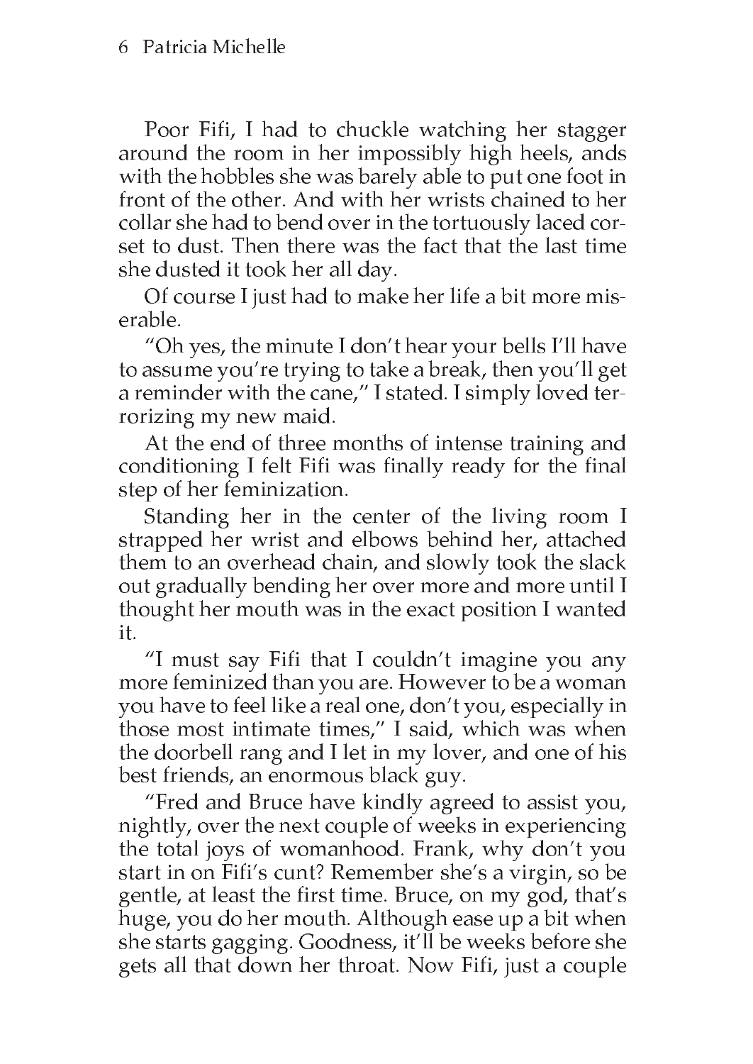Poor Fifi, I had to chuckle watching her stagger around the room in her impossibly high heels, ands with the hobbles she was barely able to put one foot in front of the other. And with her wrists chained to her collar she had to bend over in the tortuously laced corset to dust. Then there was the fact that the last time she dusted it took her all day.

Of course I just had to make her life a bit more miserable.

"Oh yes, the minute I don't hear your bells I'll have to assume you're trying to take a break, then you'll get a reminder with the cane," I stated. I simply loved terrorizing my new maid.

At the end of three months of intense training and conditioning I felt Fifi was finally ready for the final step of her feminization.

Standing her in the center of the living room I strapped her wrist and elbows behind her, attached them to an overhead chain, and slowly took the slack out gradually bending her over more and more until I thought her mouth was in the exact position I wanted it.

"I must say Fifi that I couldn't imagine you any more feminized than you are. However to be a woman you have to feel like a real one, don't you, especially in those most intimate times," I said, which was when the doorbell rang and I let in my lover, and one of his best friends, an enormous black guy.

"Fred and Bruce have kindly agreed to assist you, nightly, over the next couple of weeks in experiencing the total joys of womanhood. Frank, why don't you start in on Fifi's cunt? Remember she's a virgin, so be gentle, at least the first time. Bruce, on my god, that's huge, you do her mouth. Although ease up a bit when she starts gagging. Goodness, it'll be weeks before she gets all that down her throat. Now Fifi, just a couple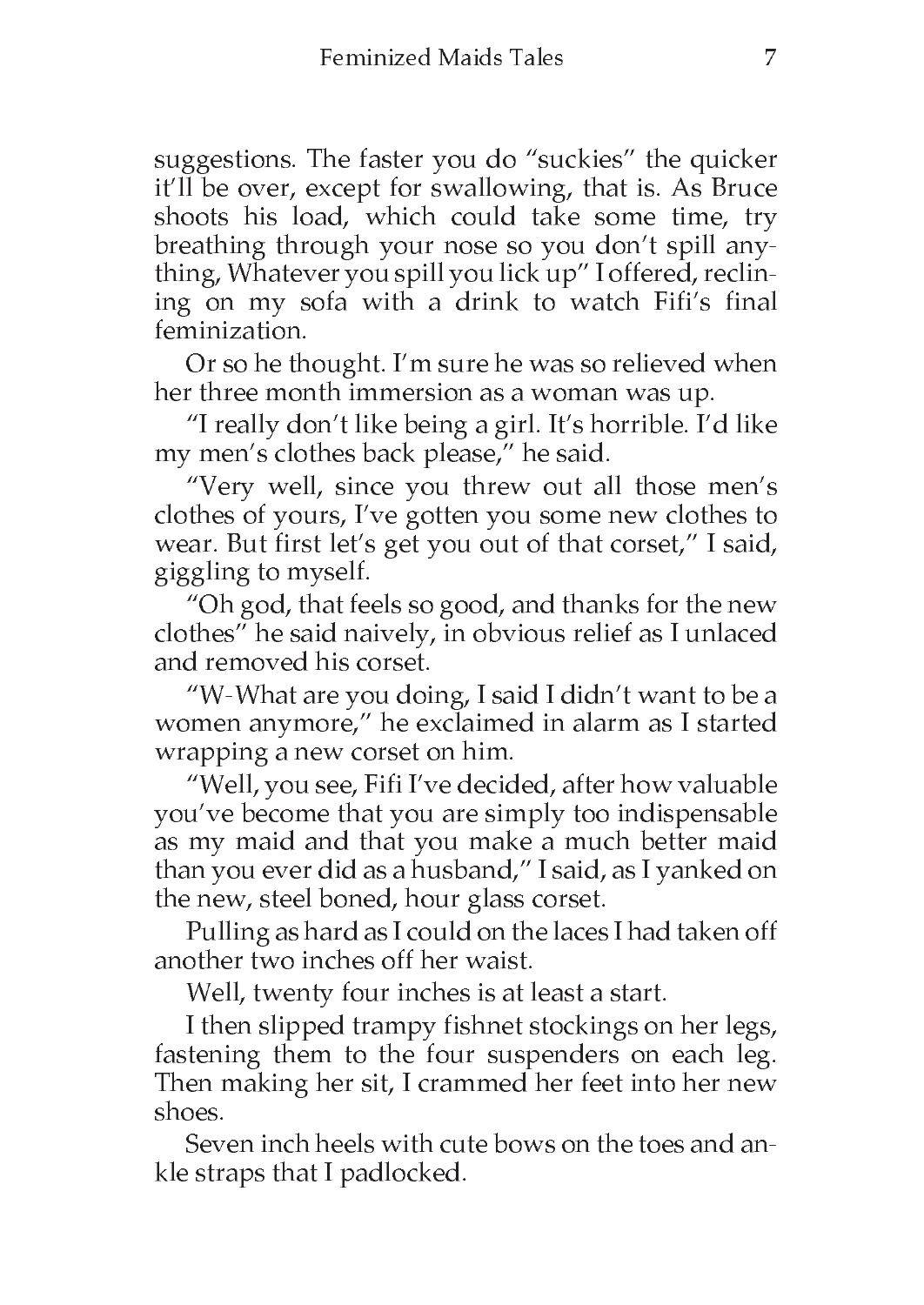suggestions. The faster you do "suckies" the quicker it'll be over, except for swallowing, that is. As Bruce shoots his load, which could take some time, try breathing through your nose so you don't spill anything, Whatever you spill you lick up" I offered, reclining on my sofa with a drink to watch Fifi's final feminization.

Or so he thought. I'm sure he was so relieved when her three month immersion as a woman was up.

"I really don't like being a girl. It's horrible. I'd like my men's clothes back please," he said.

"Very well, since you threw out all those men's clothes of yours, I've gotten you some new clothes to wear. But first let's get you out of that corset," I said, giggling to myself.

"Oh god, that feels so good, and thanks for the new clothes" he said naively, in obvious relief as I unlaced and removed his corset.

"W-What are you doing, I said I didn't want to be a women anymore," he exclaimed in alarm as I started wrapping a new corset on him.

"Well, you see, Fifi I've decided, after how valuable you've become that you are simply too indispensable as my maid and that you make a much better maid than you ever did as a husband," I said, as I yanked on the new, steel boned, hour glass corset.

Pulling as hard as I could on the laces I had taken off another two inches off her waist.

Well, twenty four inches is at least a start.

I then slipped trampy fishnet stockings on her legs, fastening them to the four suspenders on each leg. Then making her sit, I crammed her feet into her new shoes.

Seven inch heels with cute bows on the toes and ankle straps that I padlocked.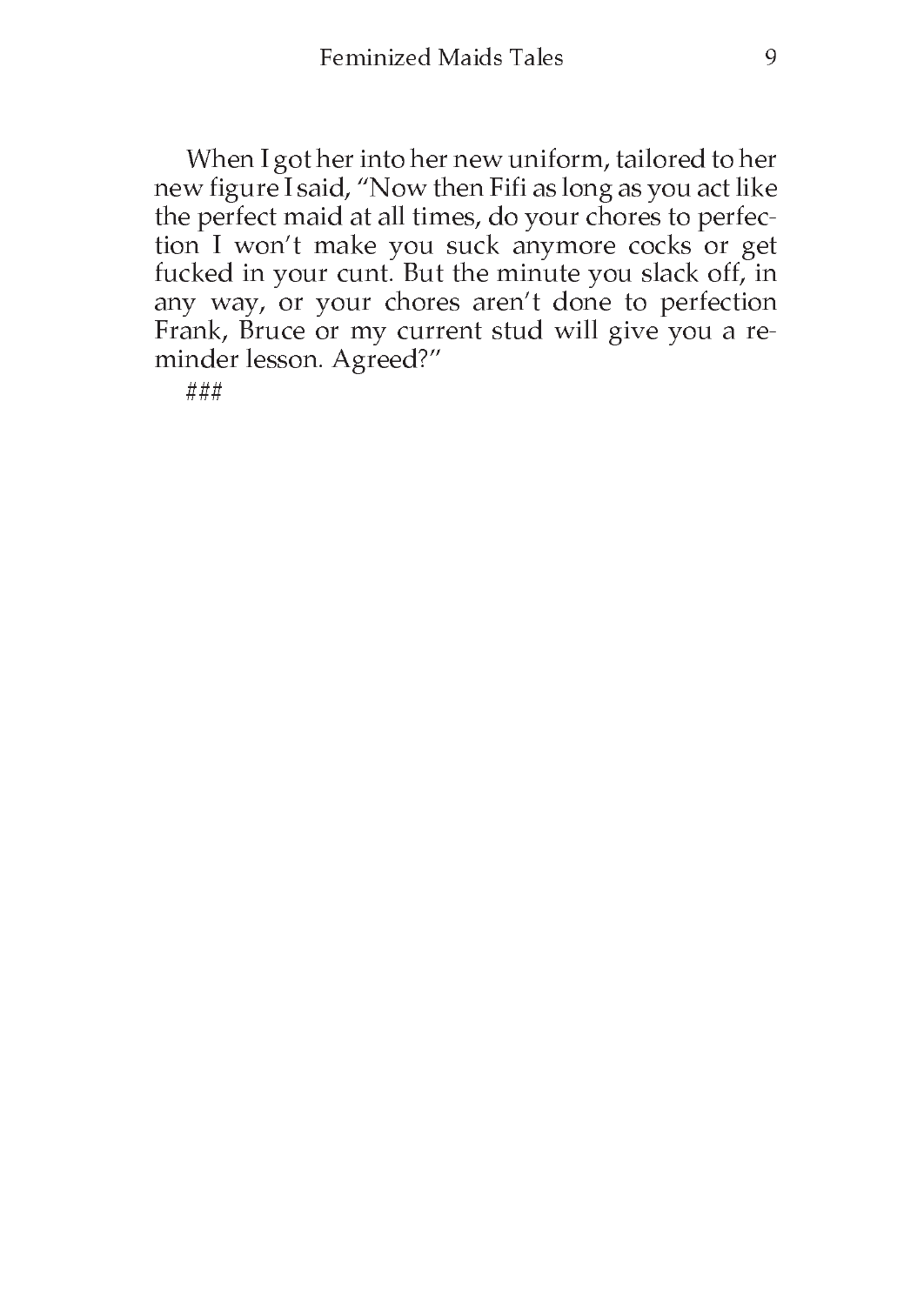When I got her into her new uniform, tailored to her new figure I said, "Now then Fifi as long as you act like the perfect maid at all times, do your chores to perfection I won't make you suck anymore cocks or get fucked in your cunt. But the minute you slack off, in any way, or your chores aren't done to perfection Frank, Bruce or my current stud will give you a reminder lesson. Agreed?"

###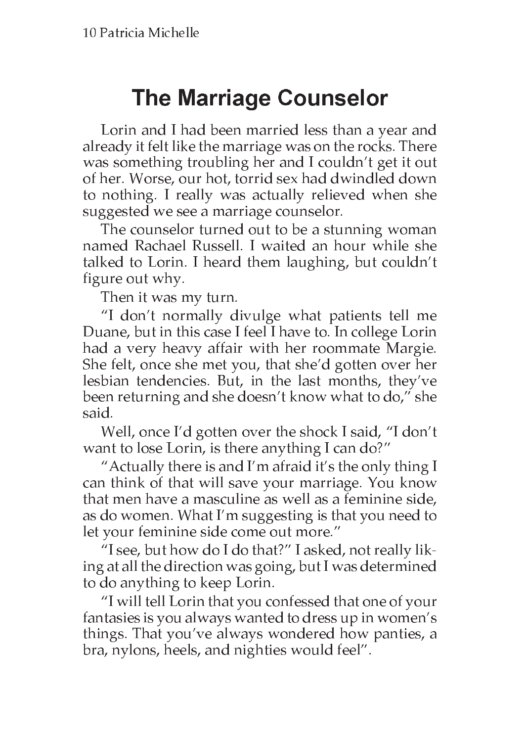# The Marriage Counselor

Lorin and I had been married less than a year and already it felt like the marriage was on the rocks. There was something troubling her and I couldn't get it out of her. Worse, our hot, torrid sex had dwindled down to nothing. I really was actually relieved when she suggested we see a marriage counselor.

The counselor turned out to be a stunning woman named Rachael Russell. I waited an hour while she talked to Lorin. I heard them laughing, but couldn't figure out why.

Then it was my turn.

"I don't normally divulge what patients tell me Duane, but in this case I feel I have to. In college Lorin had a very heavy affair with her roommate Margie. She felt, once she met you, that she'd gotten over her lesbian tendencies. But, in the last months, they've been returning and she doesn't know what to do," she said.

Well, once I'd gotten over the shock I said, "I don't want to lose Lorin, is there anything I can do?"

"Actually there is and I'm afraid it's the only thing I can think of that will save your marriage. You know that men have a masculine as well as a feminine side, as do women. What I'm suggesting is that you need to let your feminine side come out more."

"I see, but how do I do that?" I asked, not really liking at all the direction was going, but I was determined to do anything to keep Lorin.

"I will tell Lorin that you confessed that one of your fantasies is you always wanted to dress up in women's things. That you've always wondered how panties, a bra, nylons, heels, and nighties would feel".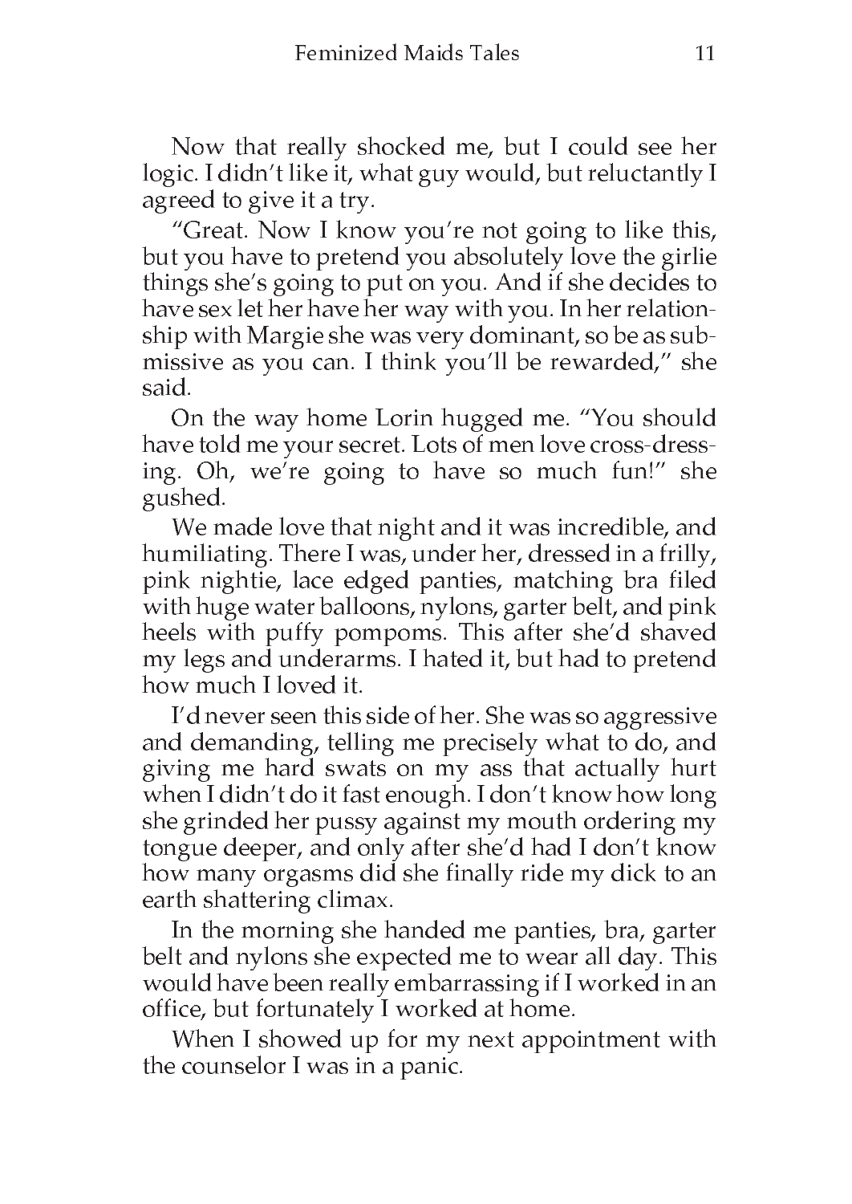Now that really shocked me, but I could see her logic. I didn't like it, what guy would, but reluctantly I agreed to give it a try.

"Great. Now I know you're not going to like this, but you have to pretend you absolutely love the girlie things she's going to put on you. And if she decides to have sex let her have her way with you. In her relationship with Margie she was very dominant, so be as submissive as you can. I think you'll be rewarded," she said.

On the way home Lorin hugged me. "You should have told me your secret. Lots of men love cross-dressing. Oh, we're going to have so much fun!" she gushed.

We made love that night and it was incredible, and humiliating. There I was, under her, dressed in a frilly, pink nightie, lace edged panties, matching bra filed with huge water balloons, nylons, garter belt, and pink heels with puffy pompoms. This after she'd shaved my legs and underarms. I hated it, but had to pretend how much I loved it.

I'd never seen this side of her. She was so aggressive and demanding, telling me precisely what to do, and giving me hard swats on my ass that actually hurt when I didn't do it fast enough. I don't know how long she grinded her pussy against my mouth ordering my tongue deeper, and only after she'd had I don't know how many orgasms did she finally ride my dick to an earth shattering climax.

In the morning she handed me panties, bra, garter belt and nylons she expected me to wear all day. This would have been really embarrassing if I worked in an office, but fortunately I worked at home.

When I showed up for my next appointment with the counselor I was in a panic.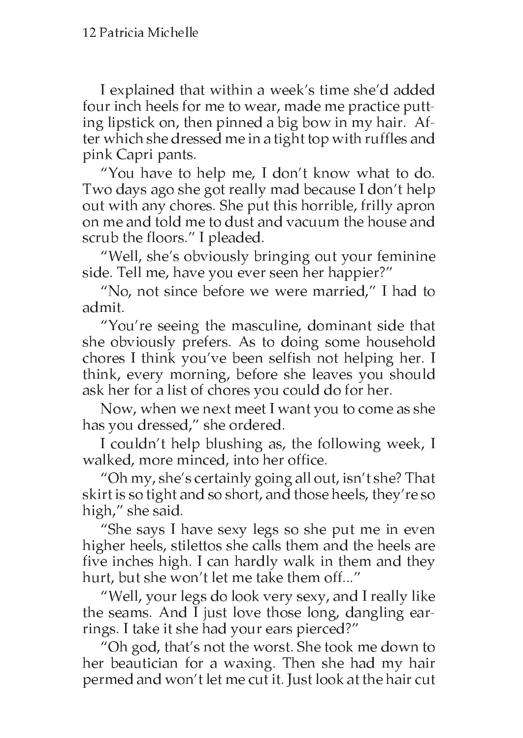I explained that within a week's time she'd added four inch heels for me to wear, made me practice putting lipstick on, then pinned a big bow in my hair. After which she dressed me in a tight top with ruffles and pink Capri pants.

"You have to help me, I don't know what to do. Two days ago she got really mad because I don't help out with any chores. She put this horrible, frilly apron on me and told me to dust and vacuum the house and scrub the floors." I pleaded.

"Well, she's obviously bringing out your feminine side. Tell me, have you ever seen her happier?"

"No, not since before we were married," I had to admit.

"You're seeing the masculine, dominant side that she obviously prefers. As to doing some household chores I think you've been selfish not helping her. I think, every morning, before she leaves you should ask her for a list of chores you could do for her.

Now, when we next meet I want you to come as she has you dressed," she ordered.

I couldn't help blushing as, the following week, I walked, more minced, into her office.

"Oh my, she's certainly going all out, isn't she? That skirt is so tight and so short, and those heels, they're so high," she said.

"She says I have sexy legs so she put me in even higher heels, stilettos she calls them and the heels are five inches high. I can hardly walk in them and they hurt, but she won't let me take them off..."

"Well, your legs do look very sexy, and I really like the seams. And I just love those long, dangling earrings. I take it she had your ears pierced?"

"Oh god, that's not the worst. She took me down to her beautician for a waxing. Then she had my hair permed and won't let me cut it. Just look at the hair cut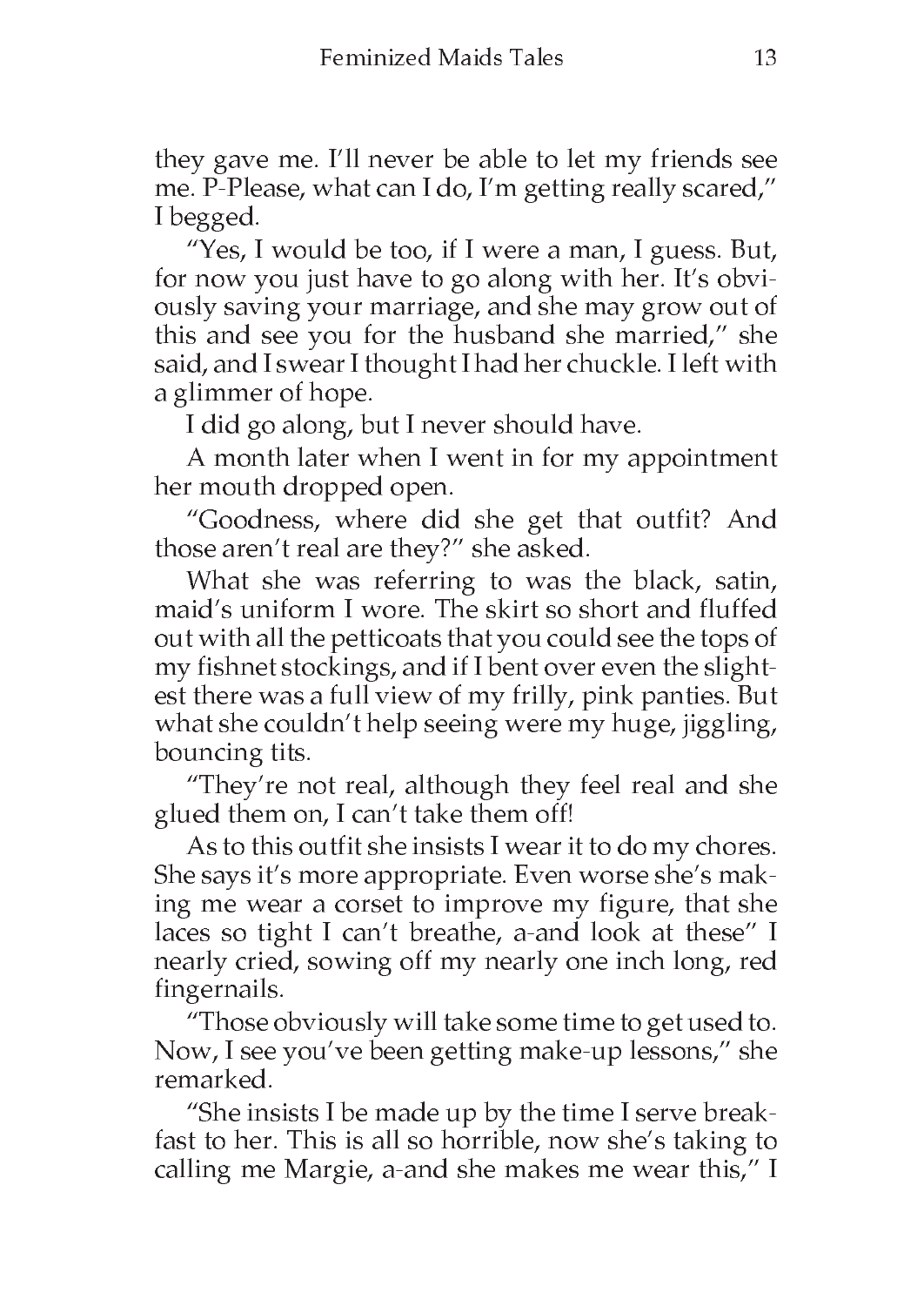they gave me. I'll never be able to let my friends see me. P-Please, what can I do, I'm getting really scared," I begged.

"Yes, I would be too, if I were a man, I guess. But, for now you just have to go along with her. It's obviously saving your marriage, and she may grow out of this and see you for the husband she married," she said, and I swear I thought I had her chuckle. I left with a glimmer of hope.

I did go along, but I never should have.

A month later when I went in for my appointment her mouth dropped open.

"Goodness, where did she get that outfit? And those aren't real are they?" she asked.

What she was referring to was the black, satin, maid's uniform I wore. The skirt so short and fluffed out with all the petticoats that you could see the tops of my fishnet stockings, and if I bent over even the slightest there was a full view of my frilly, pink panties. But what she couldn't help seeing were my huge, jiggling, bouncing tits.

"They're not real, although they feel real and she glued them on, I can't take them off!

As to this outfit she insists I wear it to do my chores. She says it's more appropriate. Even worse she's making me wear a corset to improve my figure, that she laces so tight I can't breathe, a-and look at these" I nearly cried, sowing off my nearly one inch long, red fingernails.

"Those obviously will take some time to get used to. Now, I see you've been getting make-up lessons," she remarked.

"She insists I be made up by the time I serve breakfast to her. This is all so horrible, now she's taking to calling me Margie, a-and she makes me wear this," I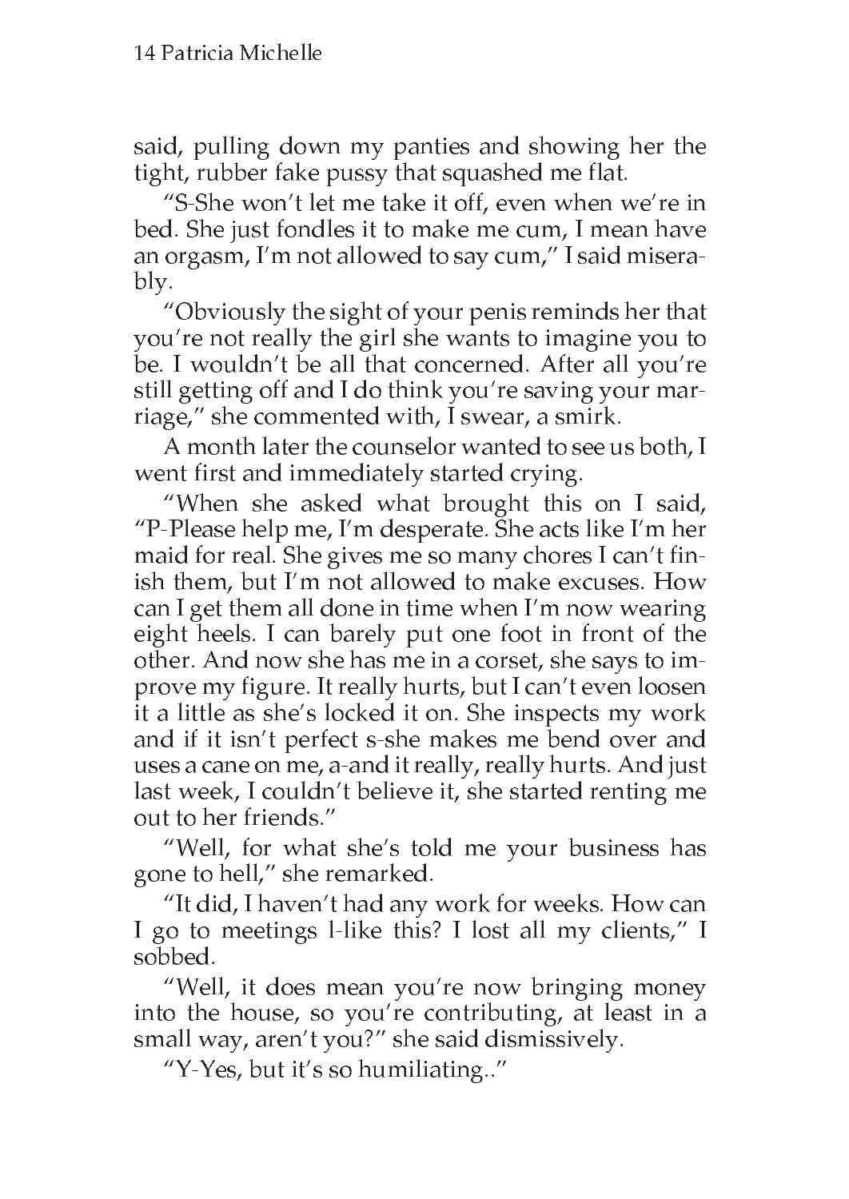said, pulling down my panties and showing her the tight, rubber fake pussy that squashed me flat.

"S-She won't let me take it off, even when we're in bed. She just fondles it to make me cum, I mean have an orgasm, I'm not allowed to say cum," I said miserably.

"Obviously the sight of your penis reminds her that you're not really the girl she wants to imagine you to be. I wouldn't be all that concerned. After all you're still getting off and I do think you're saving your marriage," she commented with, I swear, a smirk.

A month later the counselor wanted to see us both, I went first and immediately started crying.

"When she asked what brought this on I said, "P-Please help me, I'm desperate. She acts like I'm her maid for real. She gives me so many chores I can't finish them, but I'm not allowed to make excuses. How can I get them all done in time when I'm now wearing eight heels. I can barely put one foot in front of the other. And now she has me in a corset, she says to improve my figure. It really hurts, but I can't even loosen it a little as she's locked it on. She inspects my work and if it isn't perfect s-she makes me bend over and uses a cane on me, a-and it really, really hurts. And just last week, I couldn't believe it, she started renting me out to her friends."

"Well, for what she's told me your business has gone to hell," she remarked.

"It did, I haven't had any work for weeks. How can I go to meetings l-like this? I lost all my clients," I sobbed.

"Well, it does mean you're now bringing money into the house, so you're contributing, at least in a small way, aren't you?" she said dismissively.

"Y-Yes, but it's so humiliating.."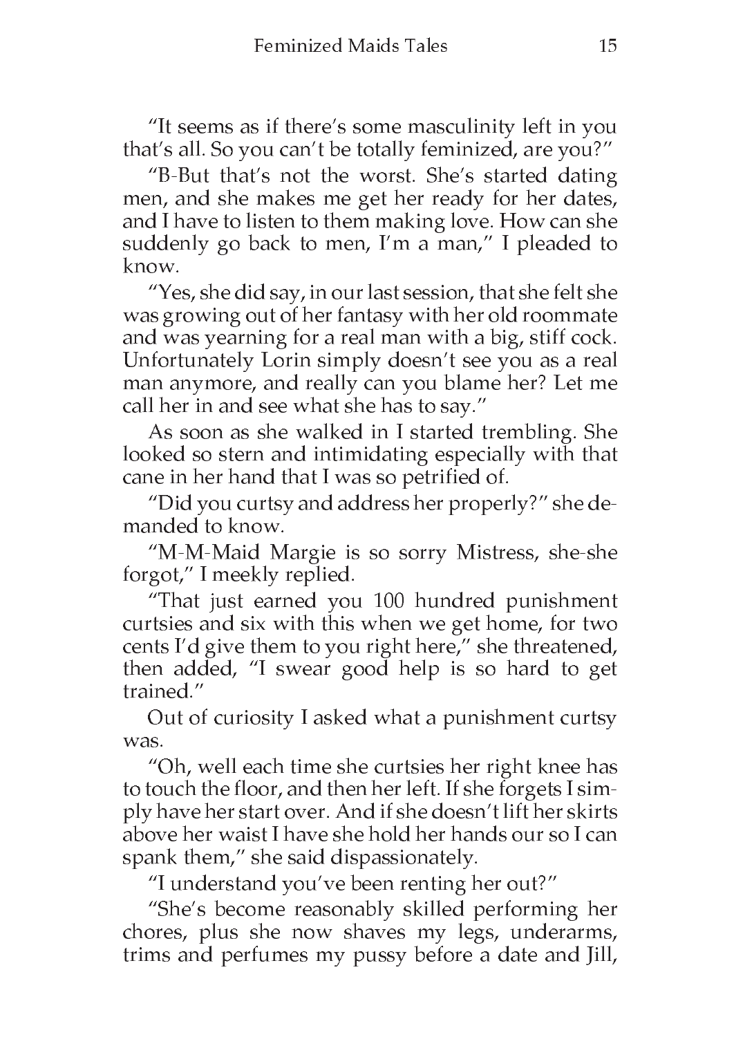"It seems as if there's some masculinity left in you that's all. So you can't be totally feminized, are you?"

"B-But that's not the worst. She's started dating men, and she makes me get her ready for her dates, and I have to listen to them making love. How can she suddenly go back to men, I'm a man," I pleaded to know.

"Yes, she did say, in our last session, that she felt she was growing out of her fantasy with her old roommate and was yearning for a real man with a big, stiff cock. Unfortunately Lorin simply doesn't see you as a real man anymore, and really can you blame her? Let me call her in and see what she has to say."

As soon as she walked in I started trembling. She looked so stern and intimidating especially with that cane in her hand that I was so petrified of.

"Did you curtsy and address her properly?" she demanded to know.

"M-M-Maid Margie is so sorry Mistress, she-she forgot," I meekly replied.

"That just earned you 100 hundred punishment curtsies and six with this when we get home, for two cents I'd give them to you right here," she threatened, then added, "I swear good help is so hard to get trained."

Out of curiosity I asked what a punishment curtsy was.

"Oh, well each time she curtsies her right knee has to touch the floor, and then her left. If she forgets I simply have her start over. And if she doesn't lift her skirts above her waist I have she hold her hands our so I can spank them," she said dispassionately.

"I understand you've been renting her out?"

"She's become reasonably skilled performing her chores, plus she now shaves my legs, underarms, trims and perfumes my pussy before a date and Jill,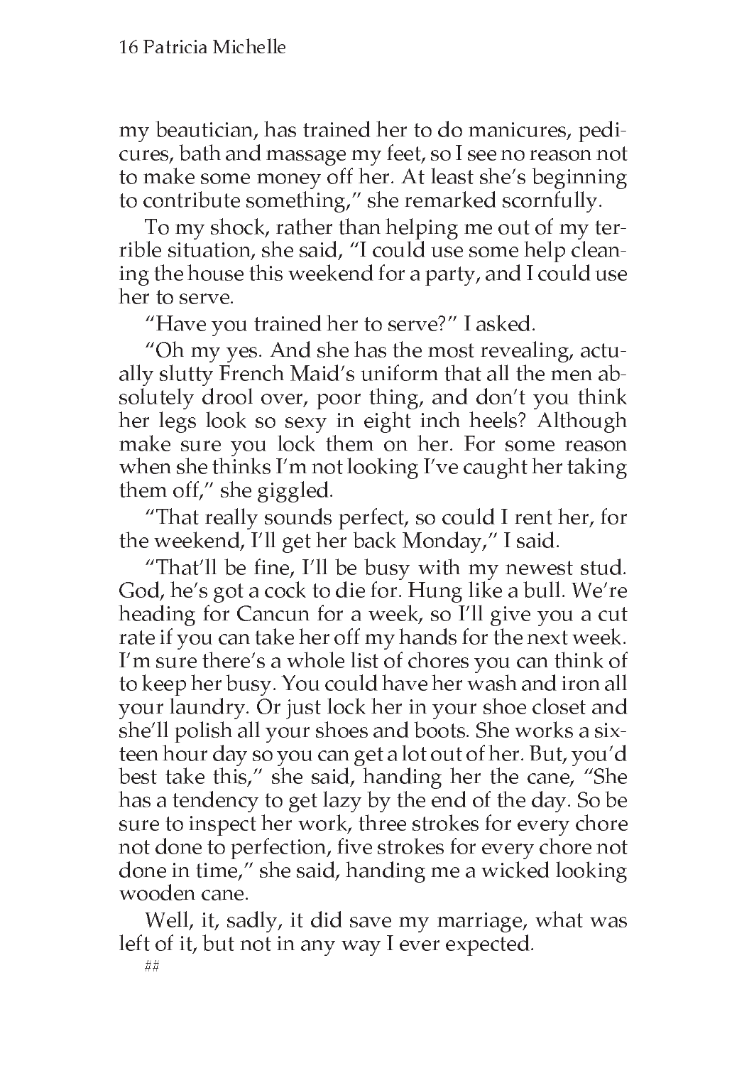my beautician, has trained her to do manicures, pedicures, bath and massage my feet, so I see no reason not to make some money off her. At least she's beginning to contribute something," she remarked scornfully.

To my shock, rather than helping me out of my terrible situation, she said, "I could use some help cleaning the house this weekend for a party, and I could use her to serve.

"Have you trained her to serve?" I asked.

"Oh my yes. And she has the most revealing, actually slutty French Maid's uniform that all the men absolutely drool over, poor thing, and don't you think her legs look so sexy in eight inch heels? Although make sure you lock them on her. For some reason when she thinks I'm not looking I've caught her taking them off," she giggled.

"That really sounds perfect, so could I rent her, for the weekend, I'll get her back Monday," I said.

"That'll be fine, I'll be busy with my newest stud. God, he's got a cock to die for. Hung like a bull. We're heading for Cancun for a week, so I'll give you a cut rate if you can take her off my hands for the next week. I'm sure there's a whole list of chores you can think of to keep her busy. You could have her wash and iron all your laundry. Or just lock her in your shoe closet and she'll polish all your shoes and boots. She works a sixteen hour day so you can get a lot out of her. But, you'd best take this," she said, handing her the cane, "She has a tendency to get lazy by the end of the day. So be sure to inspect her work, three strokes for every chore not done to perfection, five strokes for every chore not done in time," she said, handing me a wicked looking wooden cane.

Well, it, sadly, it did save my marriage, what was left of it, but not in any way I ever expected.

##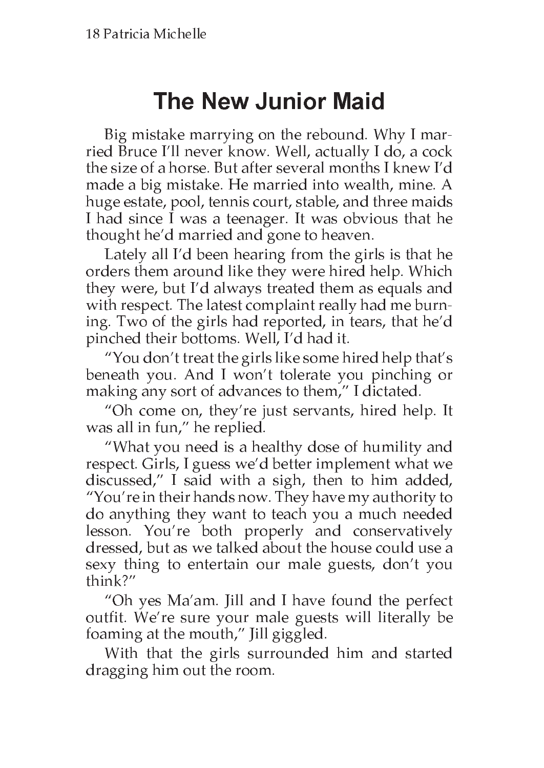# The New Junior Maid

Big mistake marrying on the rebound. Why I married Bruce I'll never know. Well, actually I do, a cock the size of a horse. But after several months I knew I'd made a big mistake. He married into wealth, mine. A huge estate, pool, tennis court, stable, and three maids I had since I was a teenager. It was obvious that he thought he'd married and gone to heaven.

Lately all I'd been hearing from the girls is that he orders them around like they were hired help. Which they were, but I'd always treated them as equals and with respect. The latest complaint really had me burning. Two of the girls had reported, in tears, that he'd pinched their bottoms. Well, I'd had it.

"You don't treat the girls like some hired help that's beneath you. And I won't tolerate you pinching or making any sort of advances to them," I dictated.

"Oh come on, they're just servants, hired help. It was all in fun," he replied.

"What you need is a healthy dose of humility and respect. Girls, I guess we'd better implement what we discussed," I said with a sigh, then to him added, "You're in their hands now. They have my authority to do anything they want to teach you a much needed lesson. You're both properly and conservatively dressed, but as we talked about the house could use a sexy thing to entertain our male guests, don't you think?"

"Oh yes Ma'am. Jill and I have found the perfect outfit. We're sure your male guests will literally be foaming at the mouth," Jill giggled.

With that the girls surrounded him and started dragging him out the room.